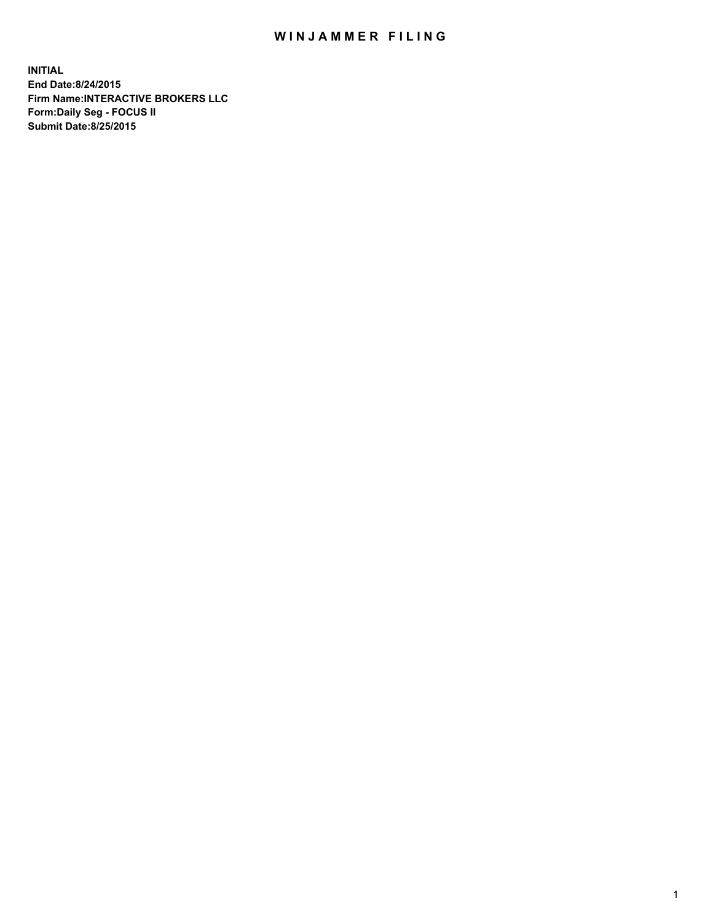# WINJAMMER FILING

**INITIAL**
**End Date:8/24/2015**
**Firm Name:INTERACTIVE BROKERS LLC**
**Form:Daily Seg - FOCUS II**
**Submit Date:8/25/2015**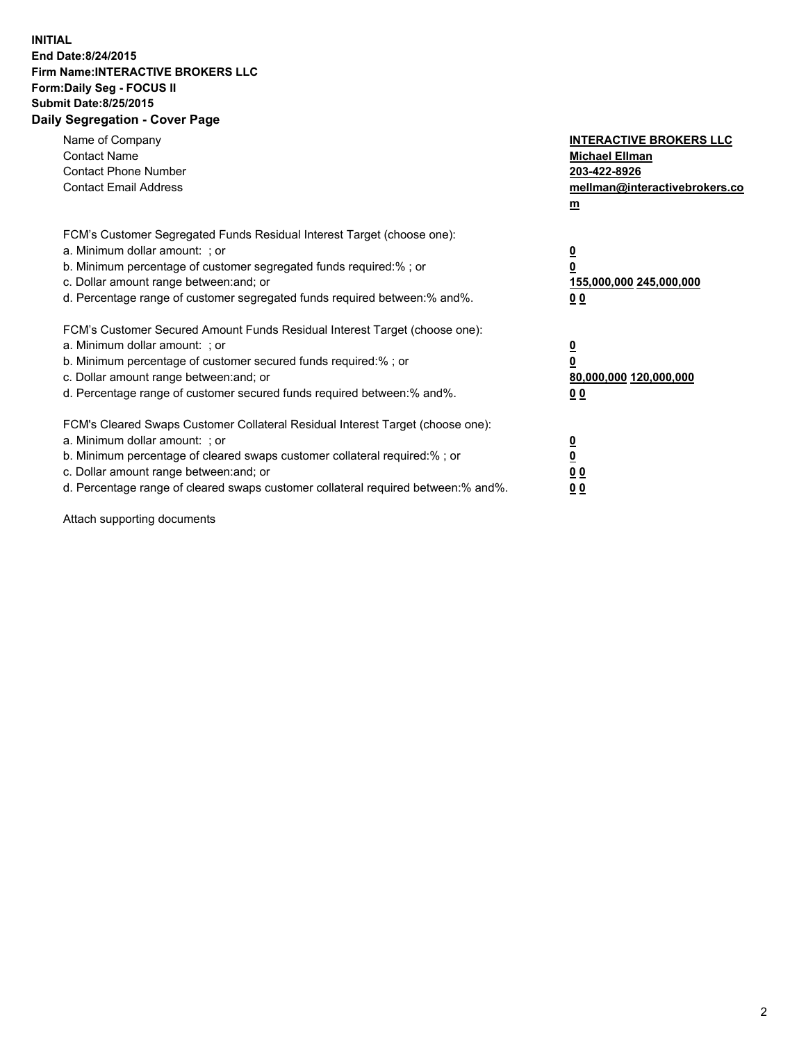**INITIAL**
**End Date:8/24/2015**
**Firm Name:INTERACTIVE BROKERS LLC**
**Form:Daily Seg - FOCUS II**
**Submit Date:8/25/2015**

## Daily Segregation - Cover Page

| | |
|---|---|
| Name of Company | **INTERACTIVE BROKERS LLC** |
| Contact Name | **Michael Ellman** |
| Contact Phone Number | **203-422-8926** |
| Contact Email Address | **mellman@interactivebrokers.com** |

FCM's Customer Segregated Funds Residual Interest Target (choose one):

| | |
|---|---|
| a. Minimum dollar amount: ; or | **0** |
| b. Minimum percentage of customer segregated funds required:% ; or | **0** |
| c. Dollar amount range between:and; or | **155,000,000 245,000,000** |
| d. Percentage range of customer segregated funds required between:% and%. | **0 0** |

FCM's Customer Secured Amount Funds Residual Interest Target (choose one):

| | |
|---|---|
| a. Minimum dollar amount: ; or | **0** |
| b. Minimum percentage of customer secured funds required:% ; or | **0** |
| c. Dollar amount range between:and; or | **80,000,000 120,000,000** |
| d. Percentage range of customer secured funds required between:% and%. | **0 0** |

FCM's Cleared Swaps Customer Collateral Residual Interest Target (choose one):

| | |
|---|---|
| a. Minimum dollar amount: ; or | **0** |
| b. Minimum percentage of cleared swaps customer collateral required:% ; or | **0** |
| c. Dollar amount range between:and; or | **0 0** |
| d. Percentage range of cleared swaps customer collateral required between:% and%. | **0 0** |

Attach supporting documents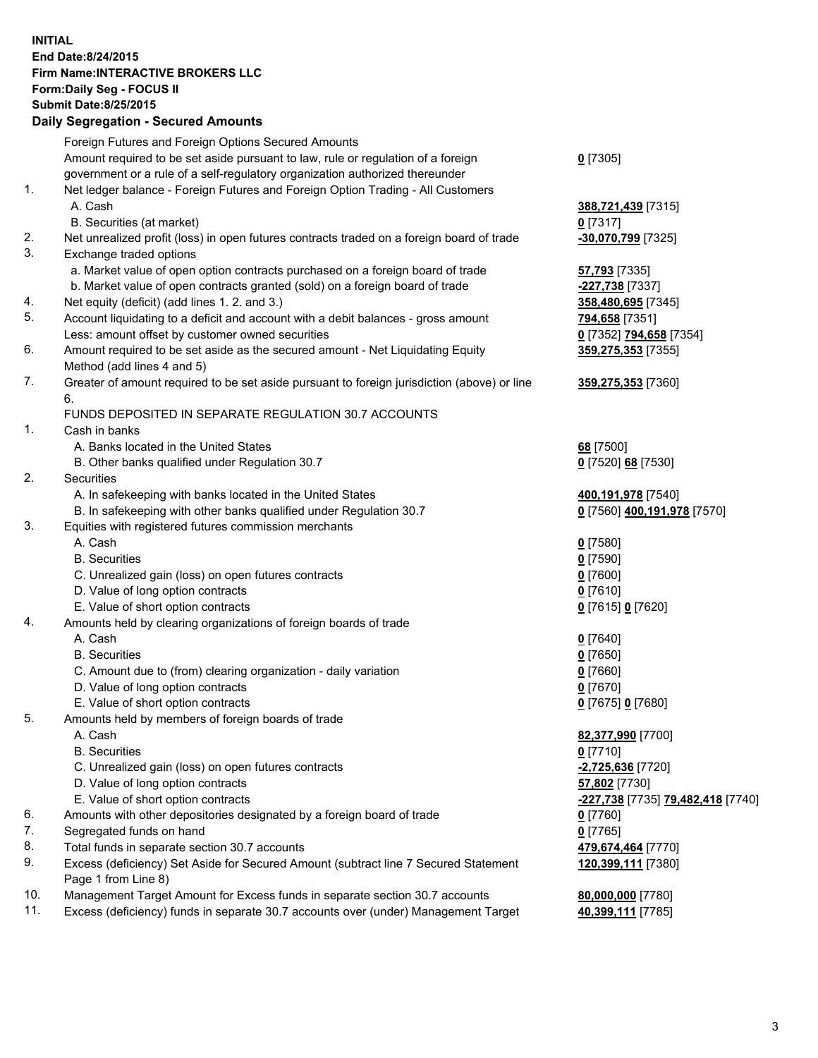**INITIAL**
**End Date:8/24/2015**
**Firm Name:INTERACTIVE BROKERS LLC**
**Form:Daily Seg - FOCUS II**
**Submit Date:8/25/2015**

### Daily Segregation - Secured Amounts

| | | |
|---|---|---|
| | Foreign Futures and Foreign Options Secured Amounts | |
| | Amount required to be set aside pursuant to law, rule or regulation of a foreign government or a rule of a self-regulatory organization authorized thereunder | **0** [7305] |
| 1. | Net ledger balance - Foreign Futures and Foreign Option Trading - All Customers | |
| | A. Cash | **388,721,439** [7315] |
| | B. Securities (at market) | **0** [7317] |
| 2. | Net unrealized profit (loss) in open futures contracts traded on a foreign board of trade | **-30,070,799** [7325] |
| 3. | Exchange traded options | |
| | a. Market value of open option contracts purchased on a foreign board of trade | **57,793** [7335] |
| | b. Market value of open contracts granted (sold) on a foreign board of trade | **-227,738** [7337] |
| 4. | Net equity (deficit) (add lines 1. 2. and 3.) | **358,480,695** [7345] |
| 5. | Account liquidating to a deficit and account with a debit balances - gross amount | **794,658** [7351] |
| | Less: amount offset by customer owned securities | **0** [7352] **794,658** [7354] |
| 6. | Amount required to be set aside as the secured amount - Net Liquidating Equity Method (add lines 4 and 5) | **359,275,353** [7355] |
| 7. | Greater of amount required to be set aside pursuant to foreign jurisdiction (above) or line 6. | **359,275,353** [7360] |
| | FUNDS DEPOSITED IN SEPARATE REGULATION 30.7 ACCOUNTS | |
| 1. | Cash in banks | |
| | A. Banks located in the United States | **68** [7500] |
| | B. Other banks qualified under Regulation 30.7 | **0** [7520] **68** [7530] |
| 2. | Securities | |
| | A. In safekeeping with banks located in the United States | **400,191,978** [7540] |
| | B. In safekeeping with other banks qualified under Regulation 30.7 | **0** [7560] **400,191,978** [7570] |
| 3. | Equities with registered futures commission merchants | |
| | A. Cash | **0** [7580] |
| | B. Securities | **0** [7590] |
| | C. Unrealized gain (loss) on open futures contracts | **0** [7600] |
| | D. Value of long option contracts | **0** [7610] |
| | E. Value of short option contracts | **0** [7615] **0** [7620] |
| 4. | Amounts held by clearing organizations of foreign boards of trade | |
| | A. Cash | **0** [7640] |
| | B. Securities | **0** [7650] |
| | C. Amount due to (from) clearing organization - daily variation | **0** [7660] |
| | D. Value of long option contracts | **0** [7670] |
| | E. Value of short option contracts | **0** [7675] **0** [7680] |
| 5. | Amounts held by members of foreign boards of trade | |
| | A. Cash | **82,377,990** [7700] |
| | B. Securities | **0** [7710] |
| | C. Unrealized gain (loss) on open futures contracts | **-2,725,636** [7720] |
| | D. Value of long option contracts | **57,802** [7730] |
| | E. Value of short option contracts | **-227,738** [7735] **79,482,418** [7740] |
| 6. | Amounts with other depositories designated by a foreign board of trade | **0** [7760] |
| 7. | Segregated funds on hand | **0** [7765] |
| 8. | Total funds in separate section 30.7 accounts | **479,674,464** [7770] |
| 9. | Excess (deficiency) Set Aside for Secured Amount (subtract line 7 Secured Statement Page 1 from Line 8) | **120,399,111** [7380] |
| 10. | Management Target Amount for Excess funds in separate section 30.7 accounts | **80,000,000** [7780] |
| 11. | Excess (deficiency) funds in separate 30.7 accounts over (under) Management Target | **40,399,111** [7785] |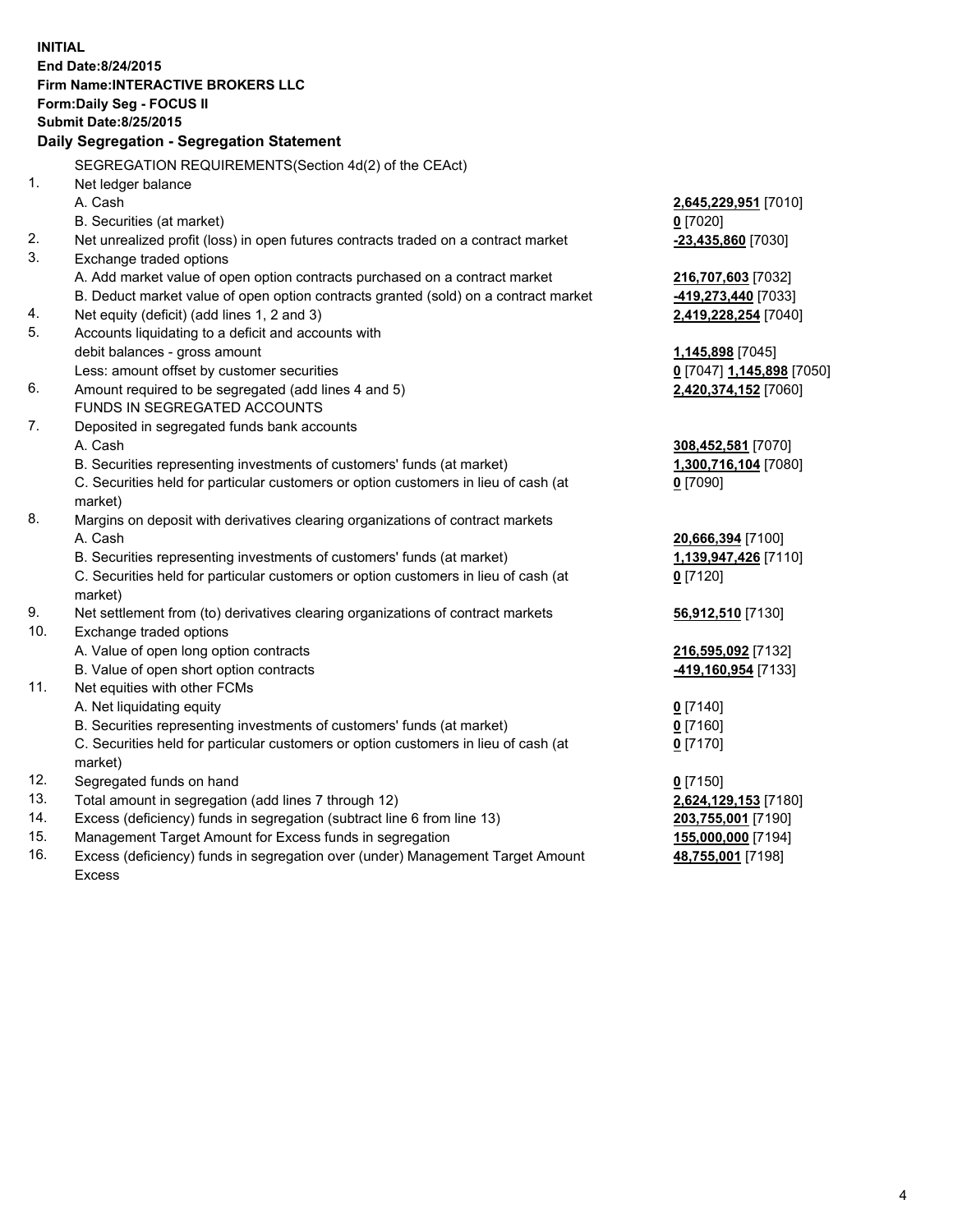**INITIAL**
**End Date:8/24/2015**
**Firm Name:INTERACTIVE BROKERS LLC**
**Form:Daily Seg - FOCUS II**
**Submit Date:8/25/2015**

### Daily Segregation - Segregation Statement

| | | |
|---|---|---|
| | SEGREGATION REQUIREMENTS(Section 4d(2) of the CEAct) | |
| 1. | Net ledger balance | |
| | A. Cash | **2,645,229,951** [7010] |
| | B. Securities (at market) | **0** [7020] |
| 2. | Net unrealized profit (loss) in open futures contracts traded on a contract market | **-23,435,860** [7030] |
| 3. | Exchange traded options | |
| | A. Add market value of open option contracts purchased on a contract market | **216,707,603** [7032] |
| | B. Deduct market value of open option contracts granted (sold) on a contract market | **-419,273,440** [7033] |
| 4. | Net equity (deficit) (add lines 1, 2 and 3) | **2,419,228,254** [7040] |
| 5. | Accounts liquidating to a deficit and accounts with | |
| | debit balances - gross amount | **1,145,898** [7045] |
| | Less: amount offset by customer securities | **0** [7047] **1,145,898** [7050] |
| 6. | Amount required to be segregated (add lines 4 and 5) | **2,420,374,152** [7060] |
| | FUNDS IN SEGREGATED ACCOUNTS | |
| 7. | Deposited in segregated funds bank accounts | |
| | A. Cash | **308,452,581** [7070] |
| | B. Securities representing investments of customers' funds (at market) | **1,300,716,104** [7080] |
| | C. Securities held for particular customers or option customers in lieu of cash (at market) | **0** [7090] |
| 8. | Margins on deposit with derivatives clearing organizations of contract markets | |
| | A. Cash | **20,666,394** [7100] |
| | B. Securities representing investments of customers' funds (at market) | **1,139,947,426** [7110] |
| | C. Securities held for particular customers or option customers in lieu of cash (at market) | **0** [7120] |
| 9. | Net settlement from (to) derivatives clearing organizations of contract markets | **56,912,510** [7130] |
| 10. | Exchange traded options | |
| | A. Value of open long option contracts | **216,595,092** [7132] |
| | B. Value of open short option contracts | **-419,160,954** [7133] |
| 11. | Net equities with other FCMs | |
| | A. Net liquidating equity | **0** [7140] |
| | B. Securities representing investments of customers' funds (at market) | **0** [7160] |
| | C. Securities held for particular customers or option customers in lieu of cash (at market) | **0** [7170] |
| 12. | Segregated funds on hand | **0** [7150] |
| 13. | Total amount in segregation (add lines 7 through 12) | **2,624,129,153** [7180] |
| 14. | Excess (deficiency) funds in segregation (subtract line 6 from line 13) | **203,755,001** [7190] |
| 15. | Management Target Amount for Excess funds in segregation | **155,000,000** [7194] |
| 16. | Excess (deficiency) funds in segregation over (under) Management Target Amount Excess | **48,755,001** [7198] |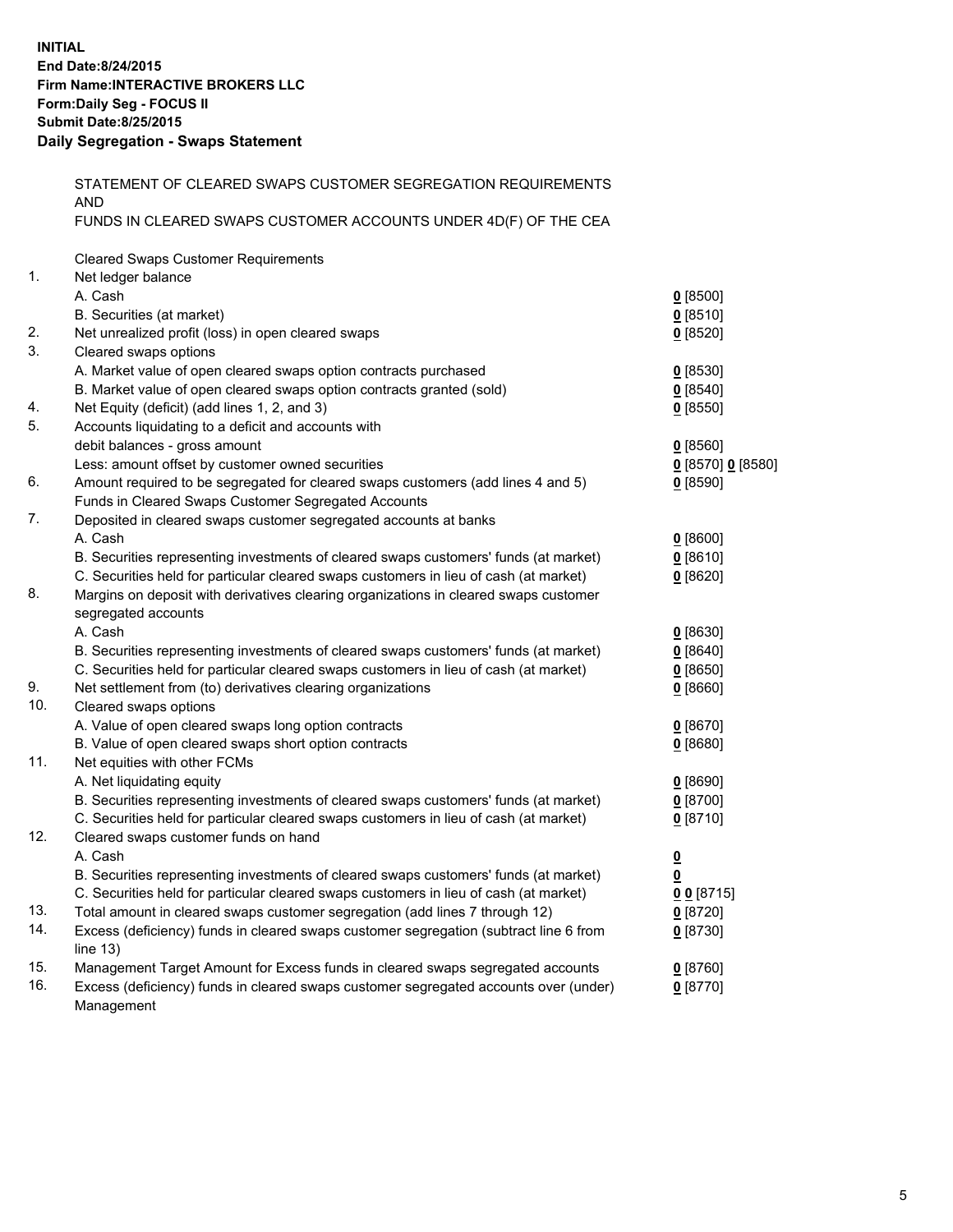**INITIAL**
**End Date:8/24/2015**
**Firm Name:INTERACTIVE BROKERS LLC**
**Form:Daily Seg - FOCUS II**
**Submit Date:8/25/2015**
**Daily Segregation - Swaps Statement**

STATEMENT OF CLEARED SWAPS CUSTOMER SEGREGATION REQUIREMENTS AND FUNDS IN CLEARED SWAPS CUSTOMER ACCOUNTS UNDER 4D(F) OF THE CEA

| | | |
|---|---|---|
| | Cleared Swaps Customer Requirements | |
| 1. | Net ledger balance | |
| | A. Cash | 0 [8500] |
| | B. Securities (at market) | 0 [8510] |
| 2. | Net unrealized profit (loss) in open cleared swaps | 0 [8520] |
| 3. | Cleared swaps options | |
| | A. Market value of open cleared swaps option contracts purchased | 0 [8530] |
| | B. Market value of open cleared swaps option contracts granted (sold) | 0 [8540] |
| 4. | Net Equity (deficit) (add lines 1, 2, and 3) | 0 [8550] |
| 5. | Accounts liquidating to a deficit and accounts with debit balances - gross amount | 0 [8560] |
| | Less: amount offset by customer owned securities | 0 [8570] 0 [8580] |
| 6. | Amount required to be segregated for cleared swaps customers (add lines 4 and 5) | 0 [8590] |
| | Funds in Cleared Swaps Customer Segregated Accounts | |
| 7. | Deposited in cleared swaps customer segregated accounts at banks | |
| | A. Cash | 0 [8600] |
| | B. Securities representing investments of cleared swaps customers' funds (at market) | 0 [8610] |
| | C. Securities held for particular cleared swaps customers in lieu of cash (at market) | 0 [8620] |
| 8. | Margins on deposit with derivatives clearing organizations in cleared swaps customer segregated accounts | |
| | A. Cash | 0 [8630] |
| | B. Securities representing investments of cleared swaps customers' funds (at market) | 0 [8640] |
| | C. Securities held for particular cleared swaps customers in lieu of cash (at market) | 0 [8650] |
| 9. | Net settlement from (to) derivatives clearing organizations | 0 [8660] |
| 10. | Cleared swaps options | |
| | A. Value of open cleared swaps long option contracts | 0 [8670] |
| | B. Value of open cleared swaps short option contracts | 0 [8680] |
| 11. | Net equities with other FCMs | |
| | A. Net liquidating equity | 0 [8690] |
| | B. Securities representing investments of cleared swaps customers' funds (at market) | 0 [8700] |
| | C. Securities held for particular cleared swaps customers in lieu of cash (at market) | 0 [8710] |
| 12. | Cleared swaps customer funds on hand | |
| | A. Cash | 0 |
| | B. Securities representing investments of cleared swaps customers' funds (at market) | 0 |
| | C. Securities held for particular cleared swaps customers in lieu of cash (at market) | 0 0 [8715] |
| 13. | Total amount in cleared swaps customer segregation (add lines 7 through 12) | 0 [8720] |
| 14. | Excess (deficiency) funds in cleared swaps customer segregation (subtract line 6 from line 13) | 0 [8730] |
| 15. | Management Target Amount for Excess funds in cleared swaps segregated accounts | 0 [8760] |
| 16. | Excess (deficiency) funds in cleared swaps customer segregated accounts over (under) Management | 0 [8770] |